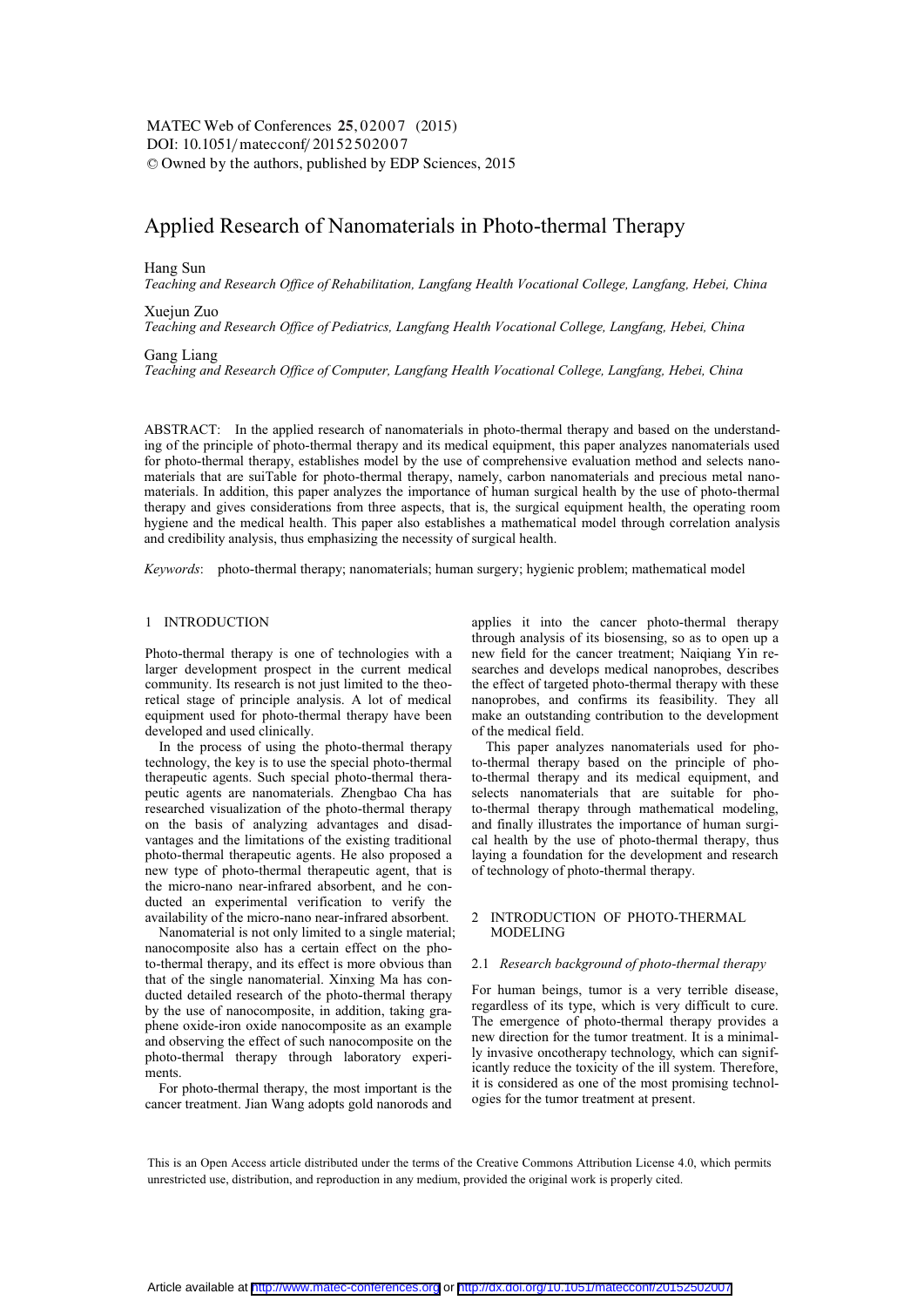# Applied Research of Nanomaterials in Photo-thermal Therapy

Hang Sun
*Teaching and Research Office of Rehabilitation, Langfang Health Vocational College, Langfang, Hebei, China*

Xuejun Zuo
*Teaching and Research Office of Pediatrics, Langfang Health Vocational College, Langfang, Hebei, China*

Gang Liang
*Teaching and Research Office of Computer, Langfang Health Vocational College, Langfang, Hebei, China*

ABSTRACT: In the applied research of nanomaterials in photo-thermal therapy and based on the understanding of the principle of photo-thermal therapy and its medical equipment, this paper analyzes nanomaterials used for photo-thermal therapy, establishes model by the use of comprehensive evaluation method and selects nanomaterials that are suiTable for photo-thermal therapy, namely, carbon nanomaterials and precious metal nanomaterials. In addition, this paper analyzes the importance of human surgical health by the use of photo-thermal therapy and gives considerations from three aspects, that is, the surgical equipment health, the operating room hygiene and the medical health. This paper also establishes a mathematical model through correlation analysis and credibility analysis, thus emphasizing the necessity of surgical health.

*Keywords*: photo-thermal therapy; nanomaterials; human surgery; hygienic problem; mathematical model

## 1 INTRODUCTION

Photo-thermal therapy is one of technologies with a larger development prospect in the current medical community. Its research is not just limited to the theoretical stage of principle analysis. A lot of medical equipment used for photo-thermal therapy have been developed and used clinically.

In the process of using the photo-thermal therapy technology, the key is to use the special photo-thermal therapeutic agents. Such special photo-thermal therapeutic agents are nanomaterials. Zhengbao Cha has researched visualization of the photo-thermal therapy on the basis of analyzing advantages and disadvantages and the limitations of the existing traditional photo-thermal therapeutic agents. He also proposed a new type of photo-thermal therapeutic agent, that is the micro-nano near-infrared absorbent, and he conducted an experimental verification to verify the availability of the micro-nano near-infrared absorbent.

Nanomaterial is not only limited to a single material; nanocomposite also has a certain effect on the photo-thermal therapy, and its effect is more obvious than that of the single nanomaterial. Xinxing Ma has conducted detailed research of the photo-thermal therapy by the use of nanocomposite, in addition, taking graphene oxide-iron oxide nanocomposite as an example and observing the effect of such nanocomposite on the photo-thermal therapy through laboratory experiments.

For photo-thermal therapy, the most important is the cancer treatment. Jian Wang adopts gold nanorods and applies it into the cancer photo-thermal therapy through analysis of its biosensing, so as to open up a new field for the cancer treatment; Naiqiang Yin researches and develops medical nanoprobes, describes the effect of targeted photo-thermal therapy with these nanoprobes, and confirms its feasibility. They all make an outstanding contribution to the development of the medical field.

This paper analyzes nanomaterials used for photo-thermal therapy based on the principle of photo-thermal therapy and its medical equipment, and selects nanomaterials that are suitable for photo-thermal therapy through mathematical modeling, and finally illustrates the importance of human surgical health by the use of photo-thermal therapy, thus laying a foundation for the development and research of technology of photo-thermal therapy.

## 2 INTRODUCTION OF PHOTO-THERMAL MODELING

### 2.1 *Research background of photo-thermal therapy*

For human beings, tumor is a very terrible disease, regardless of its type, which is very difficult to cure. The emergence of photo-thermal therapy provides a new direction for the tumor treatment. It is a minimally invasive oncotherapy technology, which can significantly reduce the toxicity of the ill system. Therefore, it is considered as one of the most promising technologies for the tumor treatment at present.

This is an Open Access article distributed under the terms of the Creative Commons Attribution License 4.0, which permits unrestricted use, distribution, and reproduction in any medium, provided the original work is properly cited.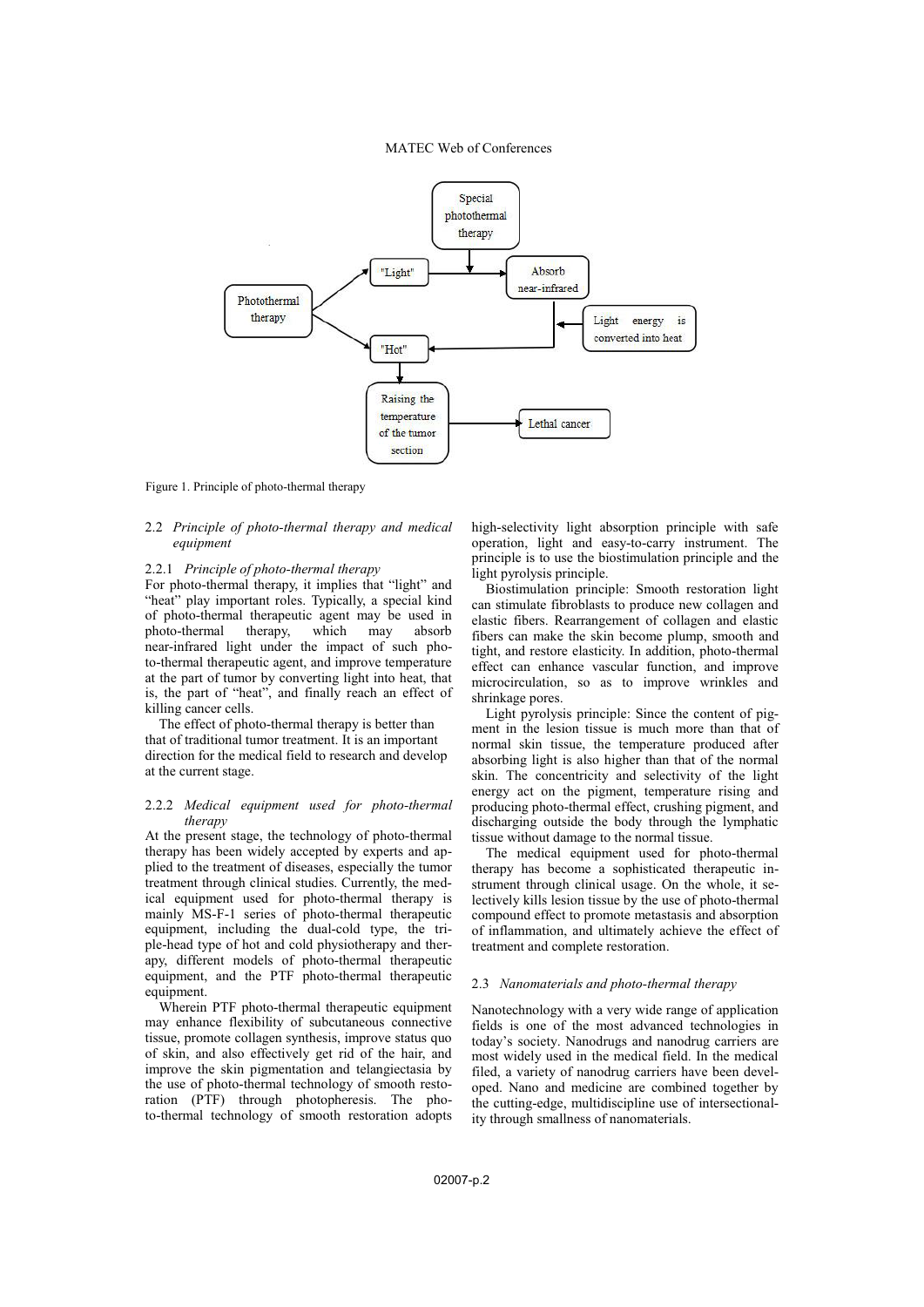Figure 1. Principle of photo-thermal therapy

### 2.2 *Principle of photo-thermal therapy and medical equipment*

#### 2.2.1 *Principle of photo-thermal therapy*

For photo-thermal therapy, it implies that "light" and "heat" play important roles. Typically, a special kind of photo-thermal therapeutic agent may be used in photo-thermal therapy, which may absorb near-infrared light under the impact of such photo-thermal therapeutic agent, and improve temperature at the part of tumor by converting light into heat, that is, the part of "heat", and finally reach an effect of killing cancer cells.

The effect of photo-thermal therapy is better than that of traditional tumor treatment. It is an important direction for the medical field to research and develop at the current stage.

#### 2.2.2 *Medical equipment used for photo-thermal therapy*

At the present stage, the technology of photo-thermal therapy has been widely accepted by experts and applied to the treatment of diseases, especially the tumor treatment through clinical studies. Currently, the medical equipment used for photo-thermal therapy is mainly MS-F-1 series of photo-thermal therapeutic equipment, including the dual-cold type, the triple-head type of hot and cold physiotherapy and therapy, different models of photo-thermal therapeutic equipment, and the PTF photo-thermal therapeutic equipment.

Wherein PTF photo-thermal therapeutic equipment may enhance flexibility of subcutaneous connective tissue, promote collagen synthesis, improve status quo of skin, and also effectively get rid of the hair, and improve the skin pigmentation and telangiectasia by the use of photo-thermal technology of smooth restoration (PTF) through photopheresis. The photo-thermal technology of smooth restoration adopts high-selectivity light absorption principle with safe operation, light and easy-to-carry instrument. The principle is to use the biostimulation principle and the light pyrolysis principle.

Biostimulation principle: Smooth restoration light can stimulate fibroblasts to produce new collagen and elastic fibers. Rearrangement of collagen and elastic fibers can make the skin become plump, smooth and tight, and restore elasticity. In addition, photo-thermal effect can enhance vascular function, and improve microcirculation, so as to improve wrinkles and shrinkage pores.

Light pyrolysis principle: Since the content of pigment in the lesion tissue is much more than that of normal skin tissue, the temperature produced after absorbing light is also higher than that of the normal skin. The concentricity and selectivity of the light energy act on the pigment, temperature rising and producing photo-thermal effect, crushing pigment, and discharging outside the body through the lymphatic tissue without damage to the normal tissue.

The medical equipment used for photo-thermal therapy has become a sophisticated therapeutic instrument through clinical usage. On the whole, it selectively kills lesion tissue by the use of photo-thermal compound effect to promote metastasis and absorption of inflammation, and ultimately achieve the effect of treatment and complete restoration.

### 2.3 *Nanomaterials and photo-thermal therapy*

Nanotechnology with a very wide range of application fields is one of the most advanced technologies in today's society. Nanodrugs and nanodrug carriers are most widely used in the medical field. In the medical filed, a variety of nanodrug carriers have been developed. Nano and medicine are combined together by the cutting-edge, multidiscipline use of intersectionality through smallness of nanomaterials.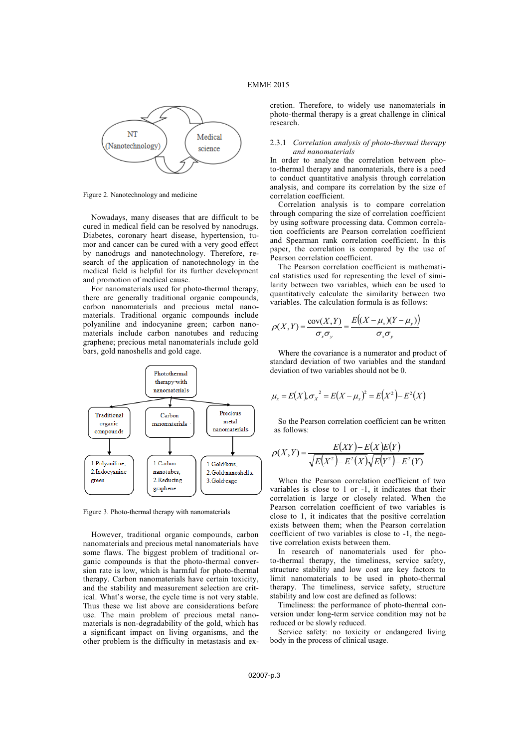Figure 2. Nanotechnology and medicine

Nowadays, many diseases that are difficult to be cured in medical field can be resolved by nanodrugs. Diabetes, coronary heart disease, hypertension, tumor and cancer can be cured with a very good effect by nanodrugs and nanotechnology. Therefore, research of the application of nanotechnology in the medical field is helpful for its further development and promotion of medical cause.

For nanomaterials used for photo-thermal therapy, there are generally traditional organic compounds, carbon nanomaterials and precious metal nanomaterials. Traditional organic compounds include polyaniline and indocyanine green; carbon nanomaterials include carbon nanotubes and reducing graphene; precious metal nanomaterials include gold bars, gold nanoshells and gold cage.

Figure 3. Photo-thermal therapy with nanomaterials

However, traditional organic compounds, carbon nanomaterials and precious metal nanomaterials have some flaws. The biggest problem of traditional organic compounds is that the photo-thermal conversion rate is low, which is harmful for photo-thermal therapy. Carbon nanomaterials have certain toxicity, and the stability and measurement selection are critical. What's worse, the cycle time is not very stable. Thus these we list above are considerations before use. The main problem of precious metal nanomaterials is non-degradability of the gold, which has a significant impact on living organisms, and the other problem is the difficulty in metastasis and excretion. Therefore, to widely use nanomaterials in photo-thermal therapy is a great challenge in clinical research.

### 2.3.1 *Correlation analysis of photo-thermal therapy and nanomaterials*

In order to analyze the correlation between photo-thermal therapy and nanomaterials, there is a need to conduct quantitative analysis through correlation analysis, and compare its correlation by the size of correlation coefficient.

Correlation analysis is to compare correlation through comparing the size of correlation coefficient by using software processing data. Common correlation coefficients are Pearson correlation coefficient and Spearman rank correlation coefficient. In this paper, the correlation is compared by the use of Pearson correlation coefficient.

The Pearson correlation coefficient is mathematical statistics used for representing the level of similarity between two variables, which can be used to quantitatively calculate the similarity between two variables. The calculation formula is as follows:

$$\rho(X,Y) = \frac{\operatorname{cov}(X,Y)}{\sigma_x \sigma_y} = \frac{E\left((X-\mu_x)(Y-\mu_y)\right)}{\sigma_x \sigma_y}$$

Where the covariance is a numerator and product of standard deviation of two variables and the standard deviation of two variables should not be 0.

$$\mu_x = E(X), \sigma_X^{\ 2} = E(X-\mu_x)^2 = E(X^2) - E^2(X)$$

So the Pearson correlation coefficient can be written as follows:

$$\rho(X,Y) = \frac{E(XY) - E(X)E(Y)}{\sqrt{E(X^2) - E^2(X)}\sqrt{E(Y^2) - E^2(Y)}}$$

When the Pearson correlation coefficient of two variables is close to 1 or -1, it indicates that their correlation is large or closely related. When the Pearson correlation coefficient of two variables is close to 1, it indicates that the positive correlation exists between them; when the Pearson correlation coefficient of two variables is close to -1, the negative correlation exists between them.

In research of nanomaterials used for photo-thermal therapy, the timeliness, service safety, structure stability and low cost are key factors to limit nanomaterials to be used in photo-thermal therapy. The timeliness, service safety, structure stability and low cost are defined as follows:

Timeliness: the performance of photo-thermal conversion under long-term service condition may not be reduced or be slowly reduced.

Service safety: no toxicity or endangered living body in the process of clinical usage.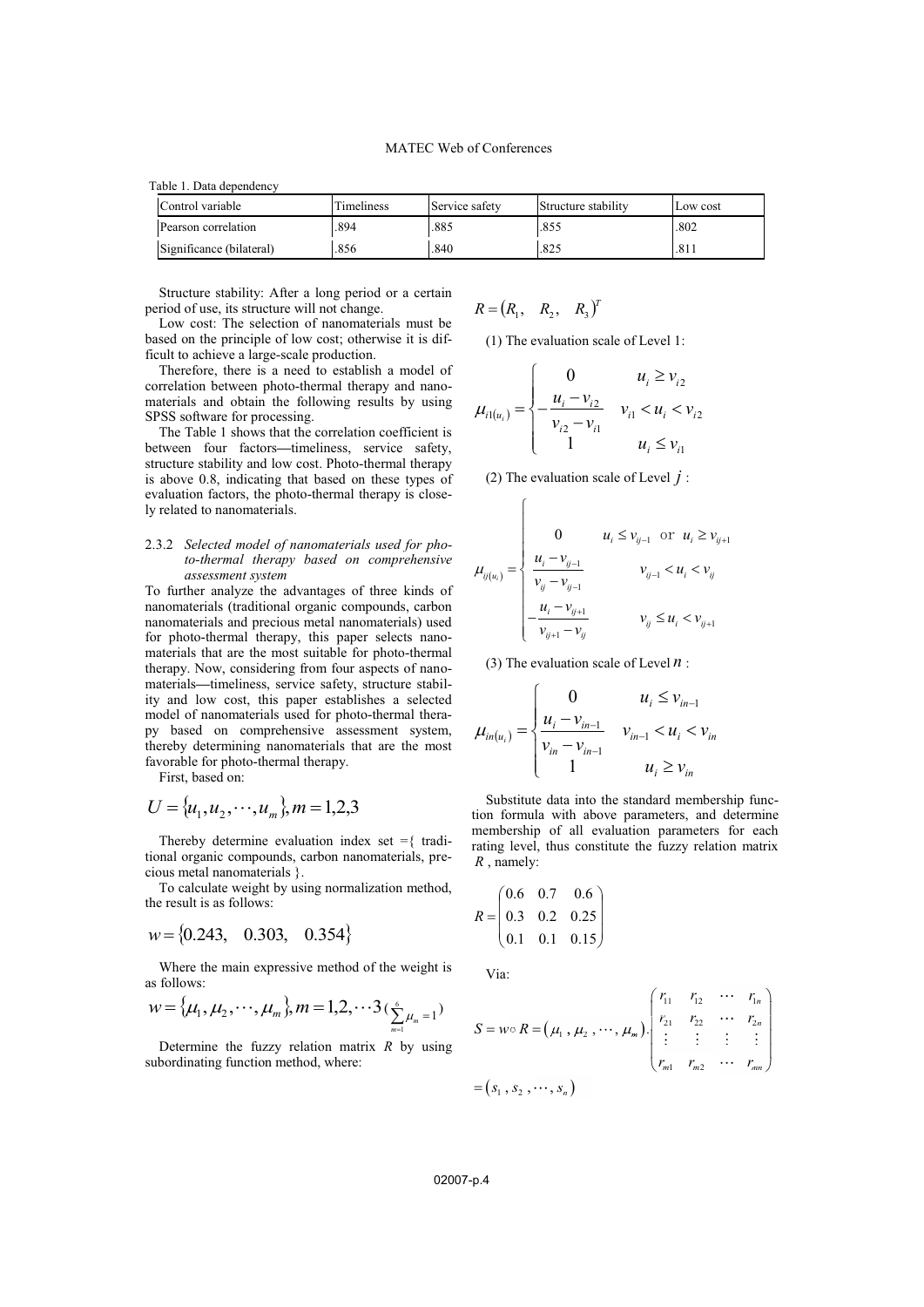Table 1. Data dependency

| Control variable | Timeliness | Service safety | Structure stability | Low cost |
| --- | --- | --- | --- | --- |
| Pearson correlation | .894 | .885 | .855 | .802 |
| Significance (bilateral) | .856 | .840 | .825 | .811 |

Structure stability: After a long period or a certain period of use, its structure will not change.

Low cost: The selection of nanomaterials must be based on the principle of low cost; otherwise it is difficult to achieve a large-scale production.

Therefore, there is a need to establish a model of correlation between photo-thermal therapy and nanomaterials and obtain the following results by using SPSS software for processing.

The Table 1 shows that the correlation coefficient is between four factors—timeliness, service safety, structure stability and low cost. Photo-thermal therapy is above 0.8, indicating that based on these types of evaluation factors, the photo-thermal therapy is closely related to nanomaterials.

### 2.3.2 *Selected model of nanomaterials used for photo-thermal therapy based on comprehensive assessment system*

To further analyze the advantages of three kinds of nanomaterials (traditional organic compounds, carbon nanomaterials and precious metal nanomaterials) used for photo-thermal therapy, this paper selects nanomaterials that are the most suitable for photo-thermal therapy. Now, considering from four aspects of nanomaterials—timeliness, service safety, structure stability and low cost, this paper establishes a selected model of nanomaterials used for photo-thermal therapy based on comprehensive assessment system, thereby determining nanomaterials that are the most favorable for photo-thermal therapy.

First, based on:

$$U = \{u_1, u_2, \cdots, u_m\}, m = 1,2,3$$

Thereby determine evaluation index set ={ traditional organic compounds, carbon nanomaterials, precious metal nanomaterials }.

To calculate weight by using normalization method, the result is as follows:

$$w = \{0.243, \quad 0.303, \quad 0.354\}$$

Where the main expressive method of the weight is as follows:

$$w = \{\mu_1, \mu_2, \cdots, \mu_m\}, m = 1,2,\cdots 3 \left(\sum_{m=1}^{6} \mu_m = 1\right)$$

Determine the fuzzy relation matrix $R$ by using subordinating function method, where:

$$R = (R_1, \quad R_2, \quad R_3)^T$$

(1) The evaluation scale of Level 1:

$$\mu_{i1(u_i)} = \begin{cases} 0 & u_i \geq v_{i2} \\ -\dfrac{u_i - v_{i2}}{v_{i2} - v_{i1}} & v_{i1} < u_i < v_{i2} \\ 1 & u_i \leq v_{i1} \end{cases}$$

(2) The evaluation scale of Level $j$:

$$\mu_{ij(u_i)} = \begin{cases} 0 & u_i \leq v_{ij-1} \text{ or } u_i \geq v_{ij+1} \\ \dfrac{u_i - v_{ij-1}}{v_{ij} - v_{ij-1}} & v_{ij-1} < u_i < v_{ij} \\ -\dfrac{u_i - v_{ij+1}}{v_{ij+1} - v_{ij}} & v_{ij} \leq u_i < v_{ij+1} \end{cases}$$

(3) The evaluation scale of Level $n$:

$$\mu_{in(u_i)} = \begin{cases} 0 & u_i \leq v_{in-1} \\ \dfrac{u_i - v_{in-1}}{v_{in} - v_{in-1}} & v_{in-1} < u_i < v_{in} \\ 1 & u_i \geq v_{in} \end{cases}$$

Substitute data into the standard membership function formula with above parameters, and determine membership of all evaluation parameters for each rating level, thus constitute the fuzzy relation matrix $R$, namely:

$$R = \begin{pmatrix} 0.6 & 0.7 & 0.6 \\ 0.3 & 0.2 & 0.25 \\ 0.1 & 0.1 & 0.15 \end{pmatrix}$$

Via:

$$S = w \circ R = (\mu_1, \mu_2, \cdots, \mu_m) \cdot \begin{pmatrix} r_{11} & r_{12} & \cdots & r_{1n} \\ r_{21} & r_{22} & \cdots & r_{2n} \\ \vdots & \vdots & \vdots & \vdots \\ r_{m1} & r_{m2} & \cdots & r_{mn} \end{pmatrix}$$

$$= (s_1, s_2, \cdots, s_n)$$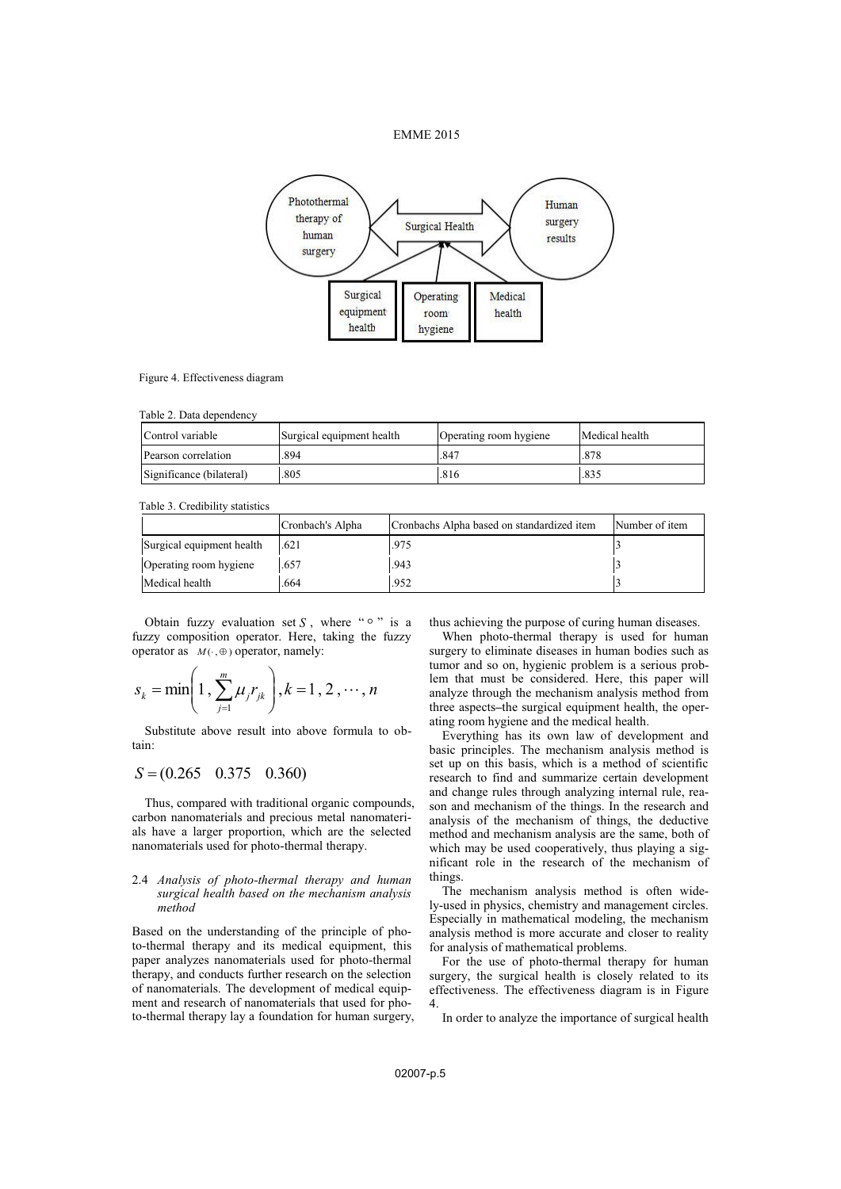Photothermal therapy of human surgery

Surgical Health

Human surgery results

Surgical equipment health

Operating room hygiene

Medical health

Figure 4. Effectiveness diagram

Table 2. Data dependency

| Control variable | Surgical equipment health | Operating room hygiene | Medical health |
|---|---|---|---|
| Pearson correlation | .894 | .847 | .878 |
| Significance (bilateral) | .805 | .816 | .835 |

Table 3. Credibility statistics

| | Cronbach's Alpha | Cronbachs Alpha based on standardized item | Number of item |
|---|---|---|---|
| Surgical equipment health | .621 | .975 | 3 |
| Operating room hygiene | .657 | .943 | 3 |
| Medical health | .664 | .952 | 3 |

Obtain fuzzy evaluation set $S$, where " $\circ$ " is a fuzzy composition operator. Here, taking the fuzzy operator as $M(\cdot, \oplus)$ operator, namely:

$$s_k = \min\left(1, \sum_{j=1}^{m} \mu_j r_{jk}\right), k = 1, 2, \cdots, n$$

Substitute above result into above formula to obtain:

$$S = (0.265 \quad 0.375 \quad 0.360)$$

Thus, compared with traditional organic compounds, carbon nanomaterials and precious metal nanomaterials have a larger proportion, which are the selected nanomaterials used for photo-thermal therapy.

### 2.4 *Analysis of photo-thermal therapy and human surgical health based on the mechanism analysis method*

Based on the understanding of the principle of photo-thermal therapy and its medical equipment, this paper analyzes nanomaterials used for photo-thermal therapy, and conducts further research on the selection of nanomaterials. The development of medical equipment and research of nanomaterials that used for photo-thermal therapy lay a foundation for human surgery, thus achieving the purpose of curing human diseases.

When photo-thermal therapy is used for human surgery to eliminate diseases in human bodies such as tumor and so on, hygienic problem is a serious problem that must be considered. Here, this paper will analyze through the mechanism analysis method from three aspects–the surgical equipment health, the operating room hygiene and the medical health.

Everything has its own law of development and basic principles. The mechanism analysis method is set up on this basis, which is a method of scientific research to find and summarize certain development and change rules through analyzing internal rule, reason and mechanism of the things. In the research and analysis of the mechanism of things, the deductive method and mechanism analysis are the same, both of which may be used cooperatively, thus playing a significant role in the research of the mechanism of things.

The mechanism analysis method is often widely-used in physics, chemistry and management circles. Especially in mathematical modeling, the mechanism analysis method is more accurate and closer to reality for analysis of mathematical problems.

For the use of photo-thermal therapy for human surgery, the surgical health is closely related to its effectiveness. The effectiveness diagram is in Figure 4.

In order to analyze the importance of surgical health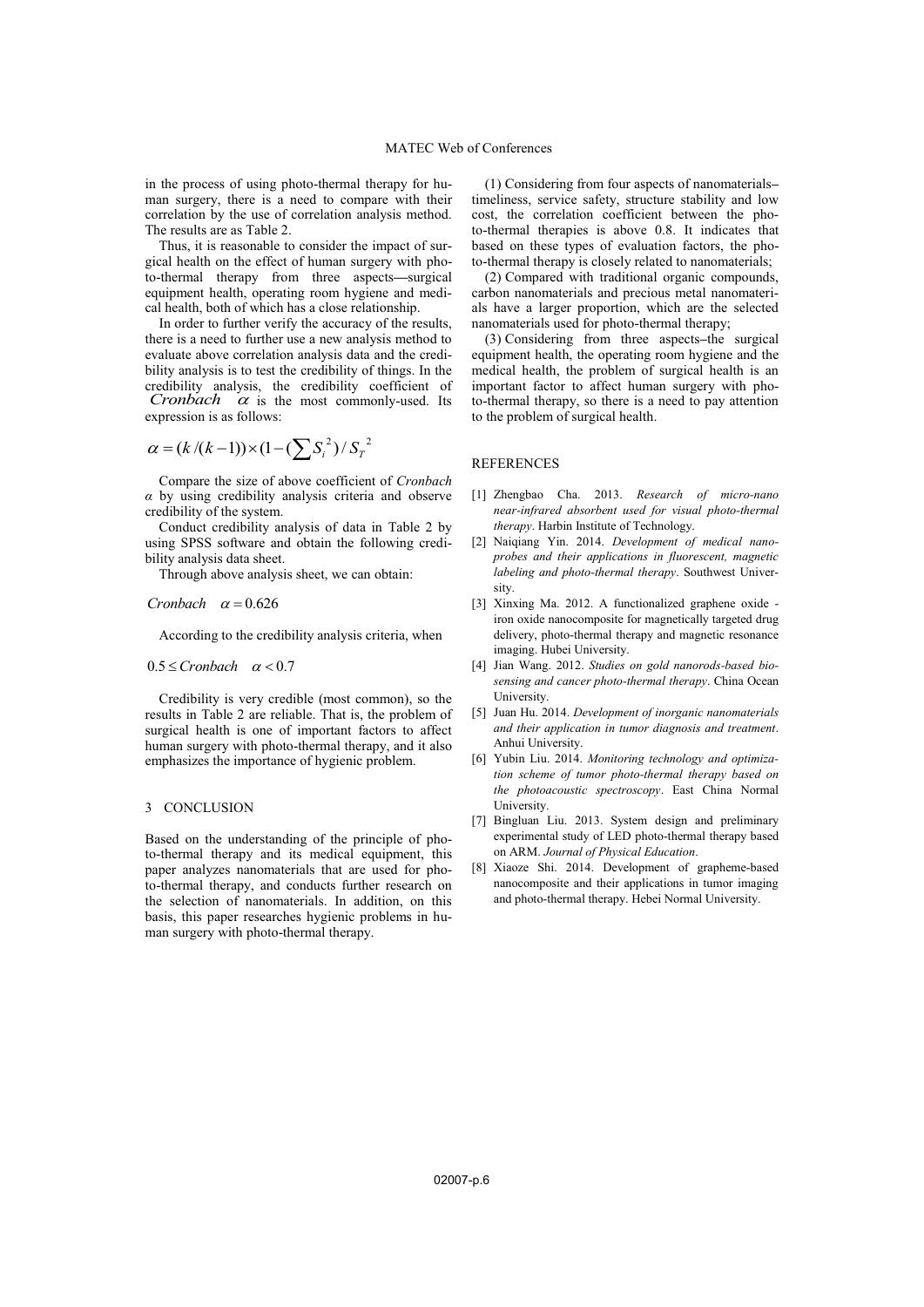in the process of using photo-thermal therapy for human surgery, there is a need to compare with their correlation by the use of correlation analysis method. The results are as Table 2.

Thus, it is reasonable to consider the impact of surgical health on the effect of human surgery with photo-thermal therapy from three aspects—surgical equipment health, operating room hygiene and medical health, both of which has a close relationship.

In order to further verify the accuracy of the results, there is a need to further use a new analysis method to evaluate above correlation analysis data and the credibility analysis is to test the credibility of things. In the credibility analysis, the credibility coefficient of $Cronbach \quad \alpha$ is the most commonly-used. Its expression is as follows:

$$\alpha = (k/(k-1)) \times (1 - (\sum S_i^2)/S_T^2$$

Compare the size of above coefficient of *Cronbach α* by using credibility analysis criteria and observe credibility of the system.

Conduct credibility analysis of data in Table 2 by using SPSS software and obtain the following credibility analysis data sheet.

Through above analysis sheet, we can obtain:

$$Cronbach \quad \alpha = 0.626$$

According to the credibility analysis criteria, when

$$0.5 \le Cronbach \quad \alpha < 0.7$$

Credibility is very credible (most common), so the results in Table 2 are reliable. That is, the problem of surgical health is one of important factors to affect human surgery with photo-thermal therapy, and it also emphasizes the importance of hygienic problem.

## 3 CONCLUSION

Based on the understanding of the principle of photo-thermal therapy and its medical equipment, this paper analyzes nanomaterials that are used for photo-thermal therapy, and conducts further research on the selection of nanomaterials. In addition, on this basis, this paper researches hygienic problems in human surgery with photo-thermal therapy.

(1) Considering from four aspects of nanomaterials–timeliness, service safety, structure stability and low cost, the correlation coefficient between the photo-thermal therapies is above 0.8. It indicates that based on these types of evaluation factors, the photo-thermal therapy is closely related to nanomaterials;

(2) Compared with traditional organic compounds, carbon nanomaterials and precious metal nanomaterials have a larger proportion, which are the selected nanomaterials used for photo-thermal therapy;

(3) Considering from three aspects–the surgical equipment health, the operating room hygiene and the medical health, the problem of surgical health is an important factor to affect human surgery with photo-thermal therapy, so there is a need to pay attention to the problem of surgical health.

## REFERENCES

[1] Zhengbao Cha. 2013. *Research of micro-nano near-infrared absorbent used for visual photo-thermal therapy*. Harbin Institute of Technology.

[2] Naiqiang Yin. 2014. *Development of medical nanoprobes and their applications in fluorescent, magnetic labeling and photo-thermal therapy*. Southwest University.

[3] Xinxing Ma. 2012. A functionalized graphene oxide - iron oxide nanocomposite for magnetically targeted drug delivery, photo-thermal therapy and magnetic resonance imaging. Hubei University.

[4] Jian Wang. 2012. *Studies on gold nanorods-based biosensing and cancer photo-thermal therapy*. China Ocean University.

[5] Juan Hu. 2014. *Development of inorganic nanomaterials and their application in tumor diagnosis and treatment*. Anhui University.

[6] Yubin Liu. 2014. *Monitoring technology and optimization scheme of tumor photo-thermal therapy based on the photoacoustic spectroscopy*. East China Normal University.

[7] Bingluan Liu. 2013. System design and preliminary experimental study of LED photo-thermal therapy based on ARM. *Journal of Physical Education*.

[8] Xiaoze Shi. 2014. Development of grapheme-based nanocomposite and their applications in tumor imaging and photo-thermal therapy. Hebei Normal University.